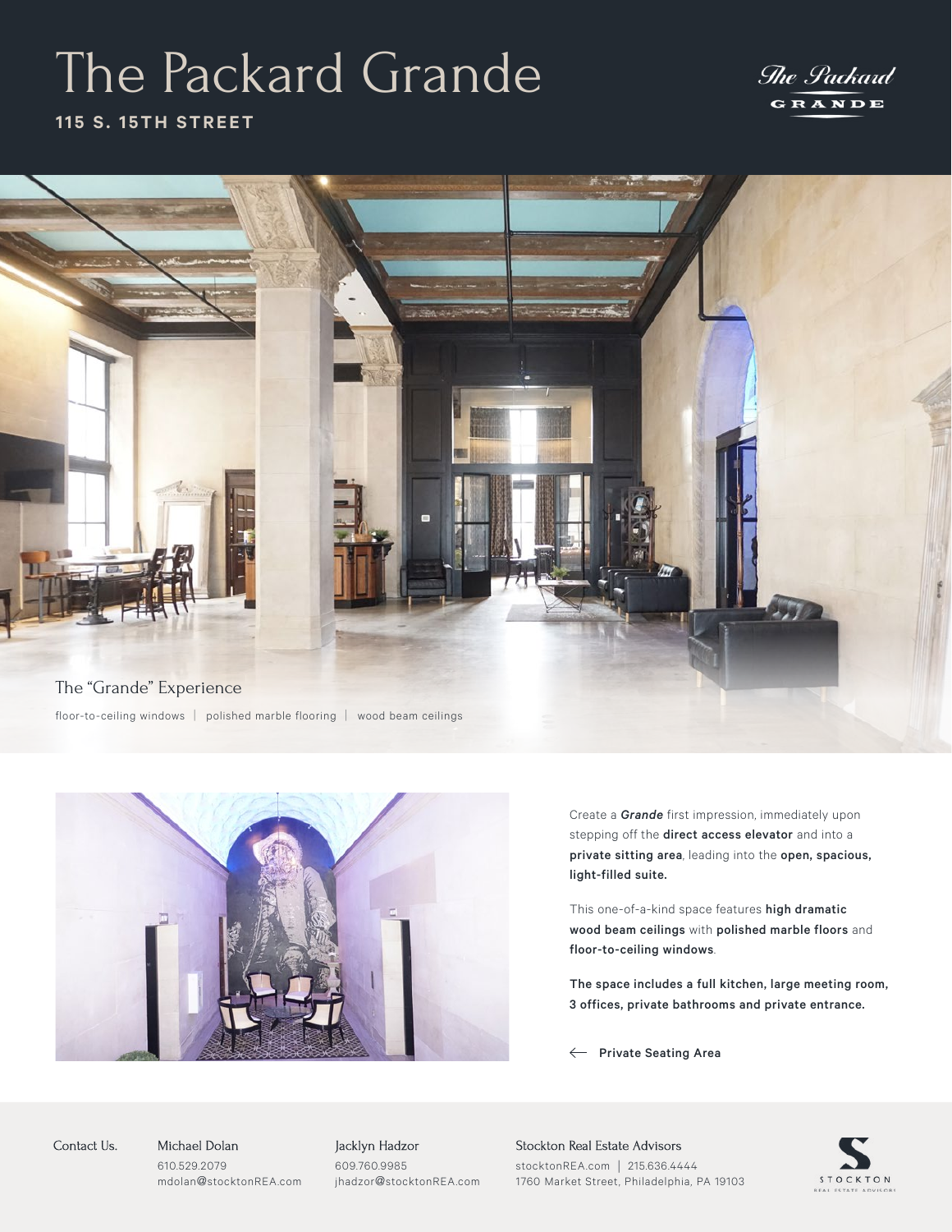# The Packard Grande

**115 S. 15TH STREET**

The Packard GRANDE

## The "Grande" Experience

floor-to-ceiling windows | polished marble flooring | wood beam ceilings

Create a ***Grande*** first impression, immediately upon stepping off the **direct access elevator** and into a **private sitting area**, leading into the **open, spacious, light-filled suite.**

This one-of-a-kind space features **high dramatic wood beam ceilings** with **polished marble floors** and **floor-to-ceiling windows**.

**The space includes a full kitchen, large meeting room, 3 offices, private bathrooms and private entrance.**

← **Private Seating Area**

Contact Us.

Michael Dolan
610.529.2079
mdolan@stocktonREA.com

Jacklyn Hadzor
609.760.9985
jhadzor@stocktonREA.com

Stockton Real Estate Advisors
stocktonREA.com | 215.636.4444
1760 Market Street, Philadelphia, PA 19103

STOCKTON REAL ESTATE ADVISORS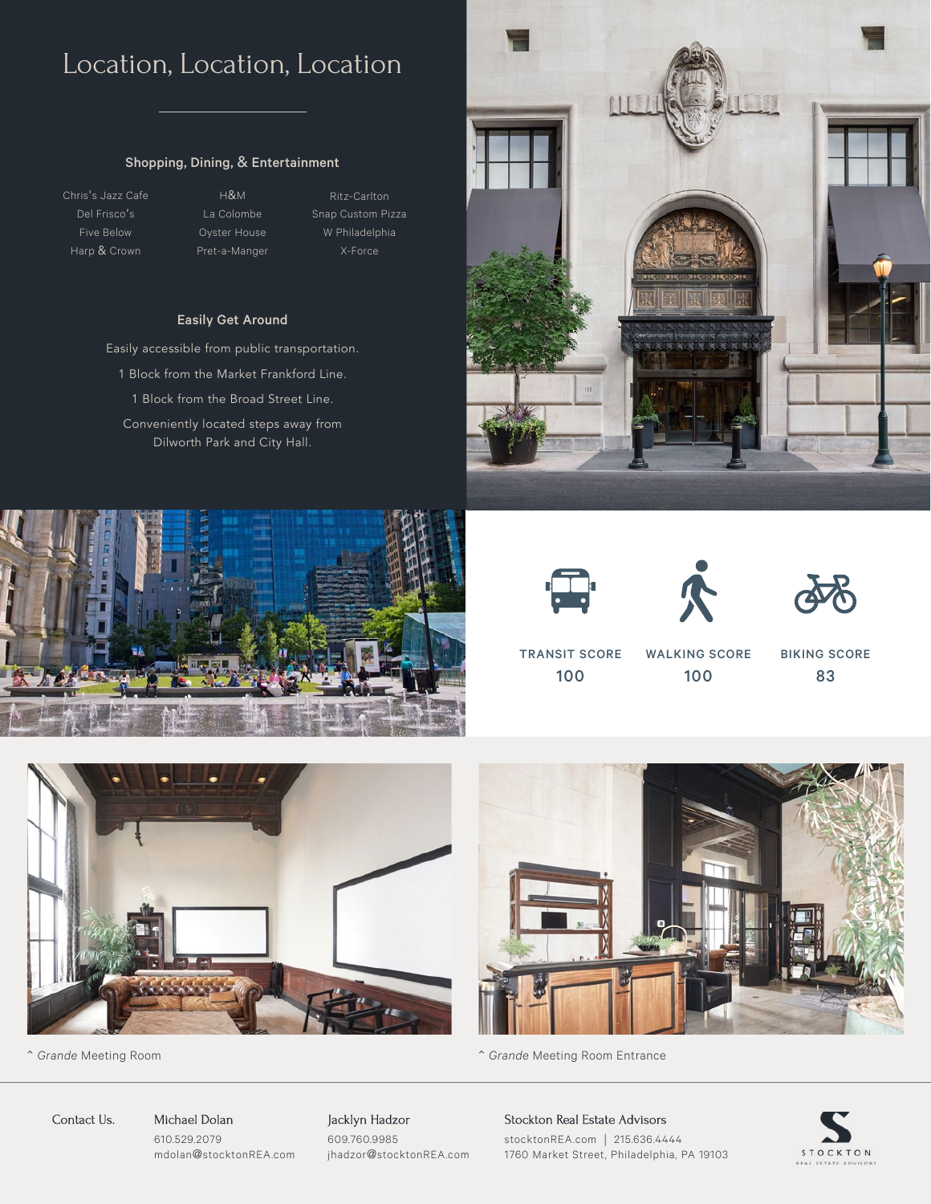# Location, Location, Location

### Shopping, Dining, & Entertainment

Chris's Jazz Cafe
Del Frisco's
Five Below
Harp & Crown
H&M
La Colombe
Oyster House
Pret-a-Manger
Ritz-Carlton
Snap Custom Pizza
W Philadelphia
X-Force

### Easily Get Around

Easily accessible from public transportation.

1 Block from the Market Frankford Line.

1 Block from the Broad Street Line.

Conveniently located steps away from Dilworth Park and City Hall.

TRANSIT SCORE
100

WALKING SCORE
100

BIKING SCORE
83

^ *Grande* Meeting Room

^ *Grande* Meeting Room Entrance

Contact Us.

Michael Dolan
610.529.2079
mdolan@stocktonREA.com

Jacklyn Hadzor
609.760.9985
jhadzor@stocktonREA.com

Stockton Real Estate Advisors
stocktonREA.com | 215.636.4444
1760 Market Street, Philadelphia, PA 19103

STOCKTON REAL ESTATE ADVISORS